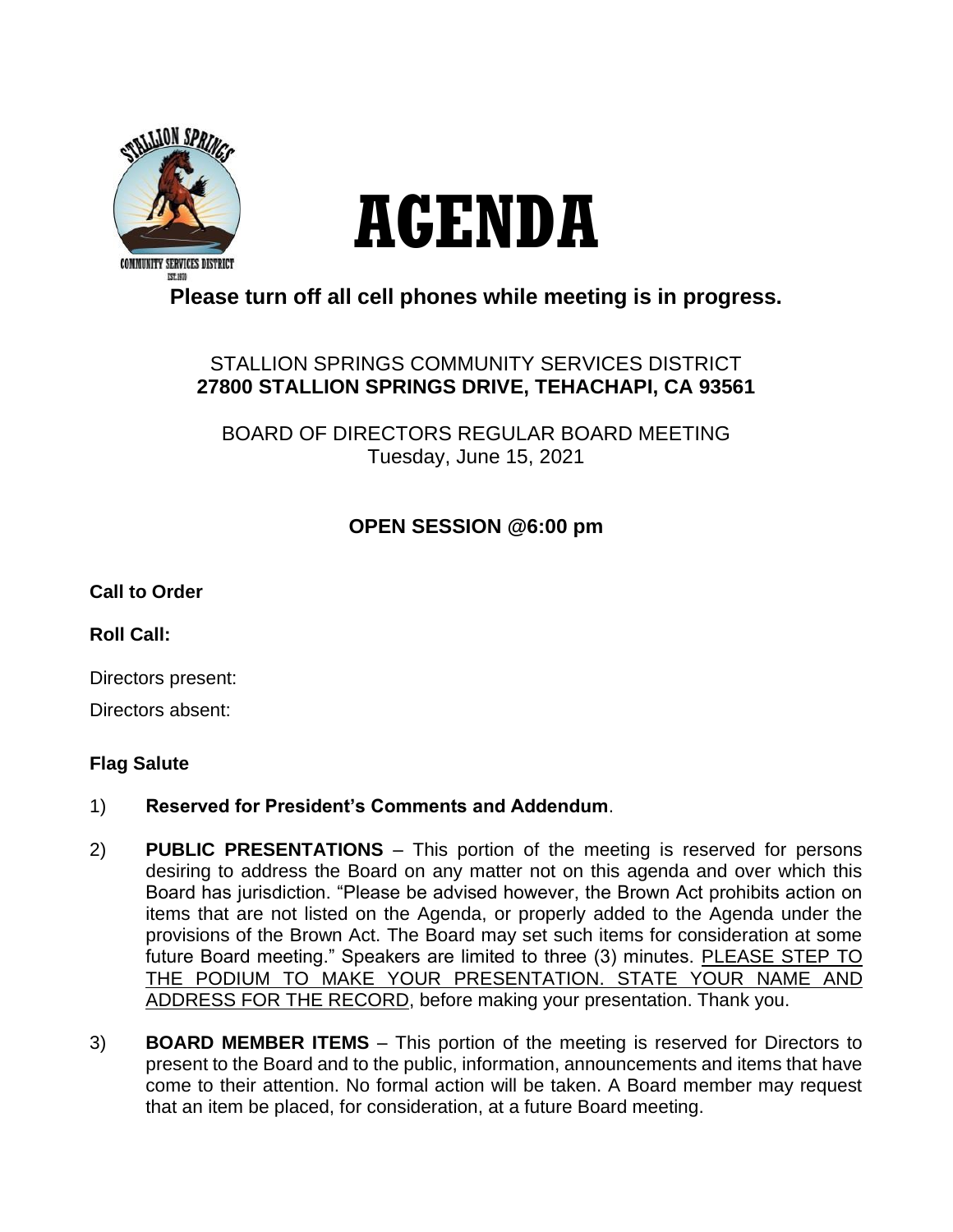# AGENDA

**Please turn off all cell phones while meeting is in progress.**

STALLION SPRINGS COMMUNITY SERVICES DISTRICT
**27800 STALLION SPRINGS DRIVE, TEHACHAPI, CA 93561**

BOARD OF DIRECTORS REGULAR BOARD MEETING
Tuesday, June 15, 2021

**OPEN SESSION @6:00 pm**

**Call to Order**

**Roll Call:**

Directors present:

Directors absent:

**Flag Salute**

1) **Reserved for President's Comments and Addendum**.

2) **PUBLIC PRESENTATIONS** – This portion of the meeting is reserved for persons desiring to address the Board on any matter not on this agenda and over which this Board has jurisdiction. "Please be advised however, the Brown Act prohibits action on items that are not listed on the Agenda, or properly added to the Agenda under the provisions of the Brown Act. The Board may set such items for consideration at some future Board meeting." Speakers are limited to three (3) minutes. PLEASE STEP TO THE PODIUM TO MAKE YOUR PRESENTATION. STATE YOUR NAME AND ADDRESS FOR THE RECORD, before making your presentation. Thank you.

3) **BOARD MEMBER ITEMS** – This portion of the meeting is reserved for Directors to present to the Board and to the public, information, announcements and items that have come to their attention. No formal action will be taken. A Board member may request that an item be placed, for consideration, at a future Board meeting.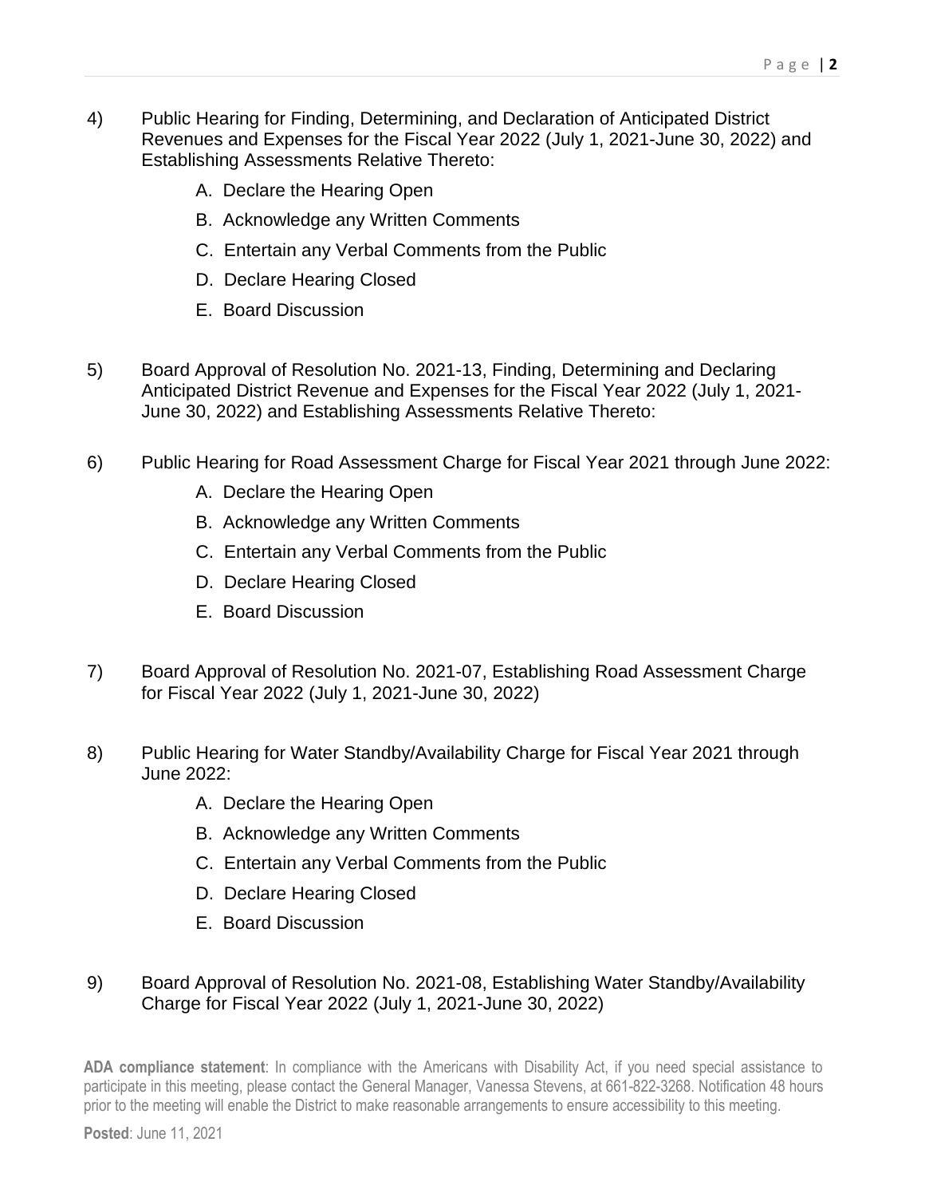4) Public Hearing for Finding, Determining, and Declaration of Anticipated District Revenues and Expenses for the Fiscal Year 2022 (July 1, 2021-June 30, 2022) and Establishing Assessments Relative Thereto:

   A. Declare the Hearing Open
   B. Acknowledge any Written Comments
   C. Entertain any Verbal Comments from the Public
   D. Declare Hearing Closed
   E. Board Discussion

5) Board Approval of Resolution No. 2021-13, Finding, Determining and Declaring Anticipated District Revenue and Expenses for the Fiscal Year 2022 (July 1, 2021-June 30, 2022) and Establishing Assessments Relative Thereto:

6) Public Hearing for Road Assessment Charge for Fiscal Year 2021 through June 2022:

   A. Declare the Hearing Open
   B. Acknowledge any Written Comments
   C. Entertain any Verbal Comments from the Public
   D. Declare Hearing Closed
   E. Board Discussion

7) Board Approval of Resolution No. 2021-07, Establishing Road Assessment Charge for Fiscal Year 2022 (July 1, 2021-June 30, 2022)

8) Public Hearing for Water Standby/Availability Charge for Fiscal Year 2021 through June 2022:

   A. Declare the Hearing Open
   B. Acknowledge any Written Comments
   C. Entertain any Verbal Comments from the Public
   D. Declare Hearing Closed
   E. Board Discussion

9) Board Approval of Resolution No. 2021-08, Establishing Water Standby/Availability Charge for Fiscal Year 2022 (July 1, 2021-June 30, 2022)

**ADA compliance statement**: In compliance with the Americans with Disability Act, if you need special assistance to participate in this meeting, please contact the General Manager, Vanessa Stevens, at 661-822-3268. Notification 48 hours prior to the meeting will enable the District to make reasonable arrangements to ensure accessibility to this meeting.

**Posted**: June 11, 2021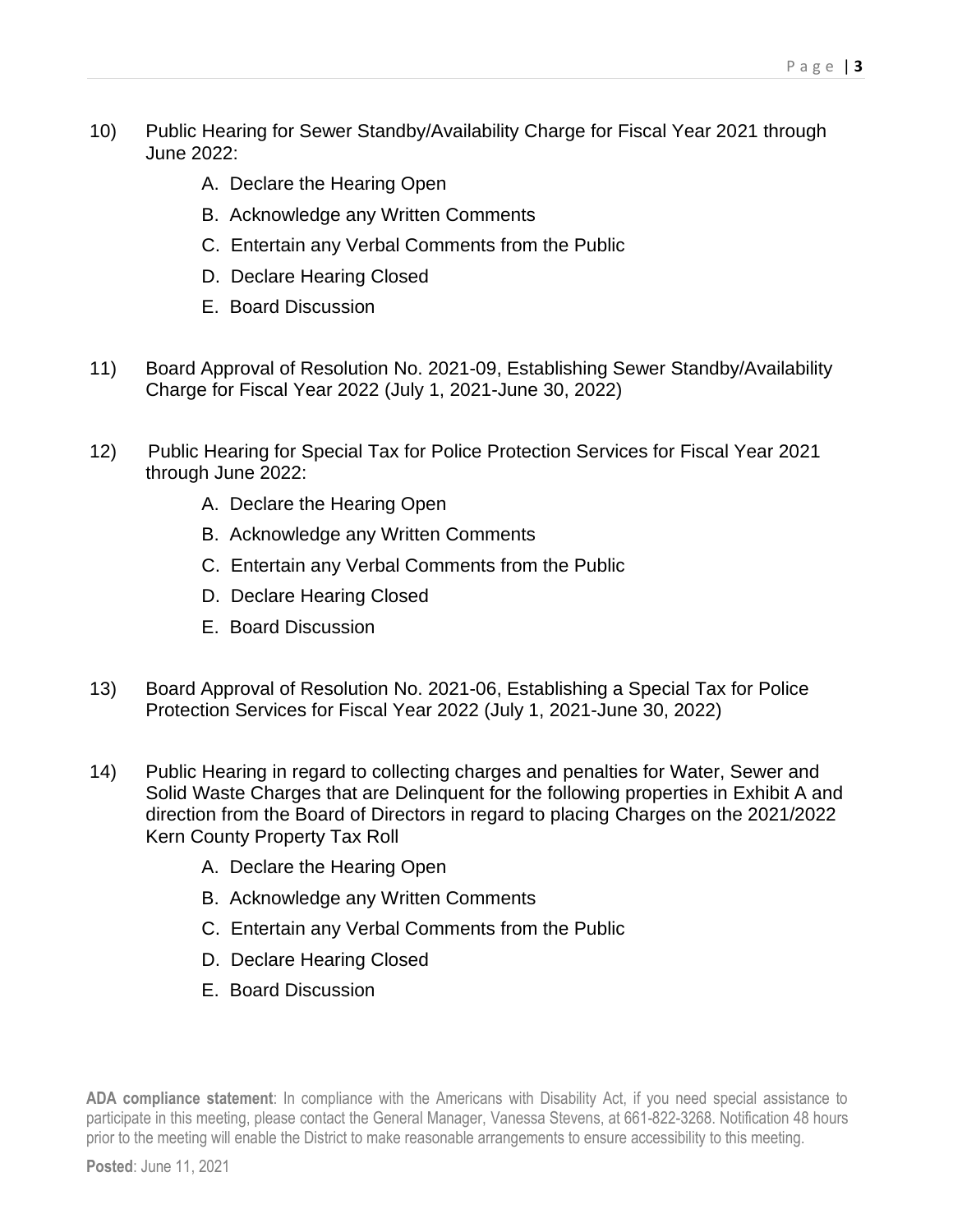10) Public Hearing for Sewer Standby/Availability Charge for Fiscal Year 2021 through June 2022:

    A. Declare the Hearing Open
    B. Acknowledge any Written Comments
    C. Entertain any Verbal Comments from the Public
    D. Declare Hearing Closed
    E. Board Discussion

11) Board Approval of Resolution No. 2021-09, Establishing Sewer Standby/Availability Charge for Fiscal Year 2022 (July 1, 2021-June 30, 2022)

12) Public Hearing for Special Tax for Police Protection Services for Fiscal Year 2021 through June 2022:

    A. Declare the Hearing Open
    B. Acknowledge any Written Comments
    C. Entertain any Verbal Comments from the Public
    D. Declare Hearing Closed
    E. Board Discussion

13) Board Approval of Resolution No. 2021-06, Establishing a Special Tax for Police Protection Services for Fiscal Year 2022 (July 1, 2021-June 30, 2022)

14) Public Hearing in regard to collecting charges and penalties for Water, Sewer and Solid Waste Charges that are Delinquent for the following properties in Exhibit A and direction from the Board of Directors in regard to placing Charges on the 2021/2022 Kern County Property Tax Roll

    A. Declare the Hearing Open
    B. Acknowledge any Written Comments
    C. Entertain any Verbal Comments from the Public
    D. Declare Hearing Closed
    E. Board Discussion

**ADA compliance statement**: In compliance with the Americans with Disability Act, if you need special assistance to participate in this meeting, please contact the General Manager, Vanessa Stevens, at 661-822-3268. Notification 48 hours prior to the meeting will enable the District to make reasonable arrangements to ensure accessibility to this meeting.

**Posted**: June 11, 2021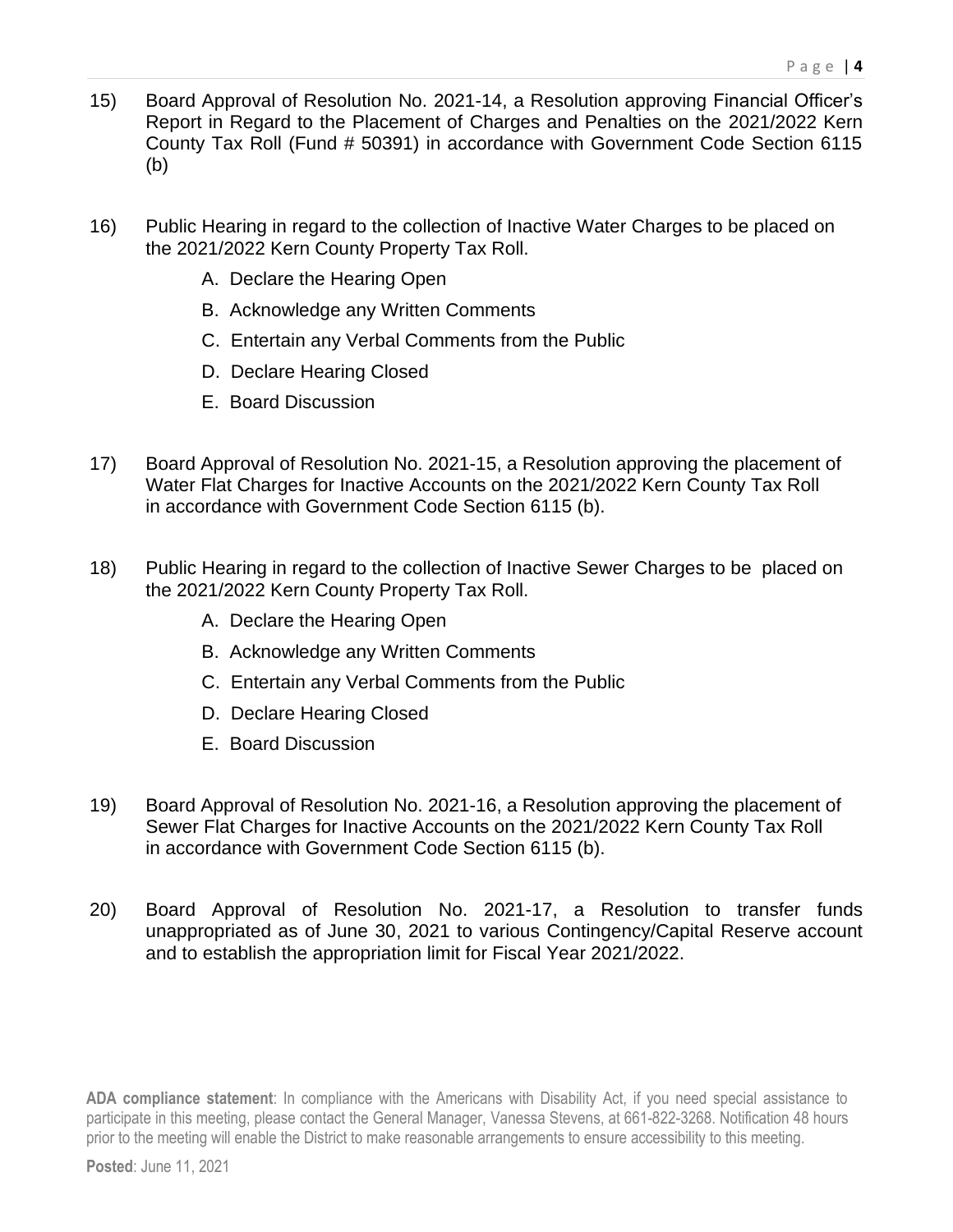15) Board Approval of Resolution No. 2021-14, a Resolution approving Financial Officer's Report in Regard to the Placement of Charges and Penalties on the 2021/2022 Kern County Tax Roll (Fund # 50391) in accordance with Government Code Section 6115 (b)

16) Public Hearing in regard to the collection of Inactive Water Charges to be placed on the 2021/2022 Kern County Property Tax Roll.

    A. Declare the Hearing Open
    B. Acknowledge any Written Comments
    C. Entertain any Verbal Comments from the Public
    D. Declare Hearing Closed
    E. Board Discussion

17) Board Approval of Resolution No. 2021-15, a Resolution approving the placement of Water Flat Charges for Inactive Accounts on the 2021/2022 Kern County Tax Roll in accordance with Government Code Section 6115 (b).

18) Public Hearing in regard to the collection of Inactive Sewer Charges to be placed on the 2021/2022 Kern County Property Tax Roll.

    A. Declare the Hearing Open
    B. Acknowledge any Written Comments
    C. Entertain any Verbal Comments from the Public
    D. Declare Hearing Closed
    E. Board Discussion

19) Board Approval of Resolution No. 2021-16, a Resolution approving the placement of Sewer Flat Charges for Inactive Accounts on the 2021/2022 Kern County Tax Roll in accordance with Government Code Section 6115 (b).

20) Board Approval of Resolution No. 2021-17, a Resolution to transfer funds unappropriated as of June 30, 2021 to various Contingency/Capital Reserve account and to establish the appropriation limit for Fiscal Year 2021/2022.

**ADA compliance statement**: In compliance with the Americans with Disability Act, if you need special assistance to participate in this meeting, please contact the General Manager, Vanessa Stevens, at 661-822-3268. Notification 48 hours prior to the meeting will enable the District to make reasonable arrangements to ensure accessibility to this meeting.

**Posted**: June 11, 2021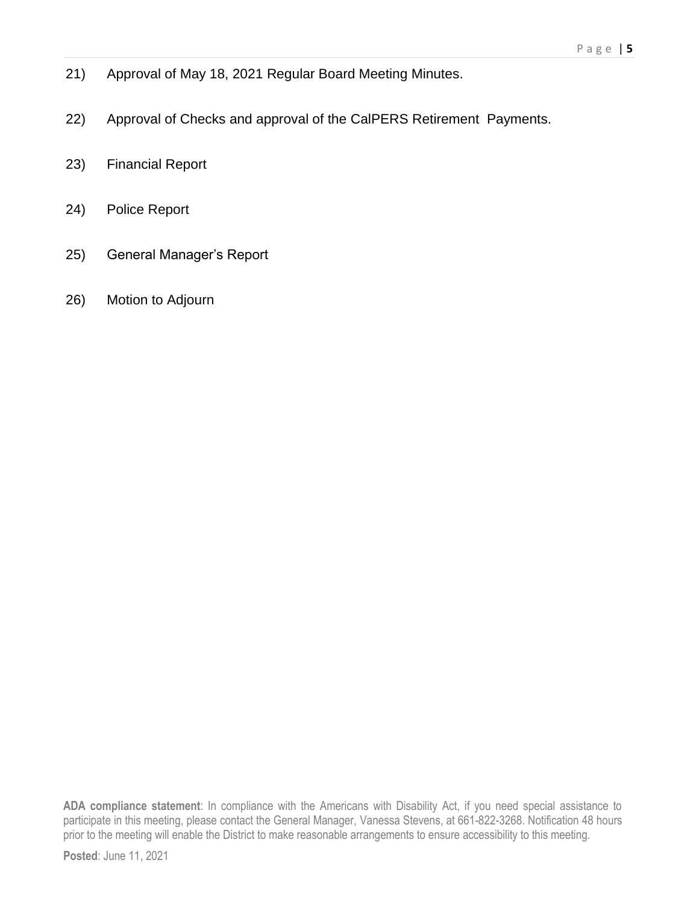21) Approval of May 18, 2021 Regular Board Meeting Minutes.

22) Approval of Checks and approval of the CalPERS Retirement Payments.

23) Financial Report

24) Police Report

25) General Manager's Report

26) Motion to Adjourn

**ADA compliance statement**: In compliance with the Americans with Disability Act, if you need special assistance to participate in this meeting, please contact the General Manager, Vanessa Stevens, at 661-822-3268. Notification 48 hours prior to the meeting will enable the District to make reasonable arrangements to ensure accessibility to this meeting.

**Posted**: June 11, 2021